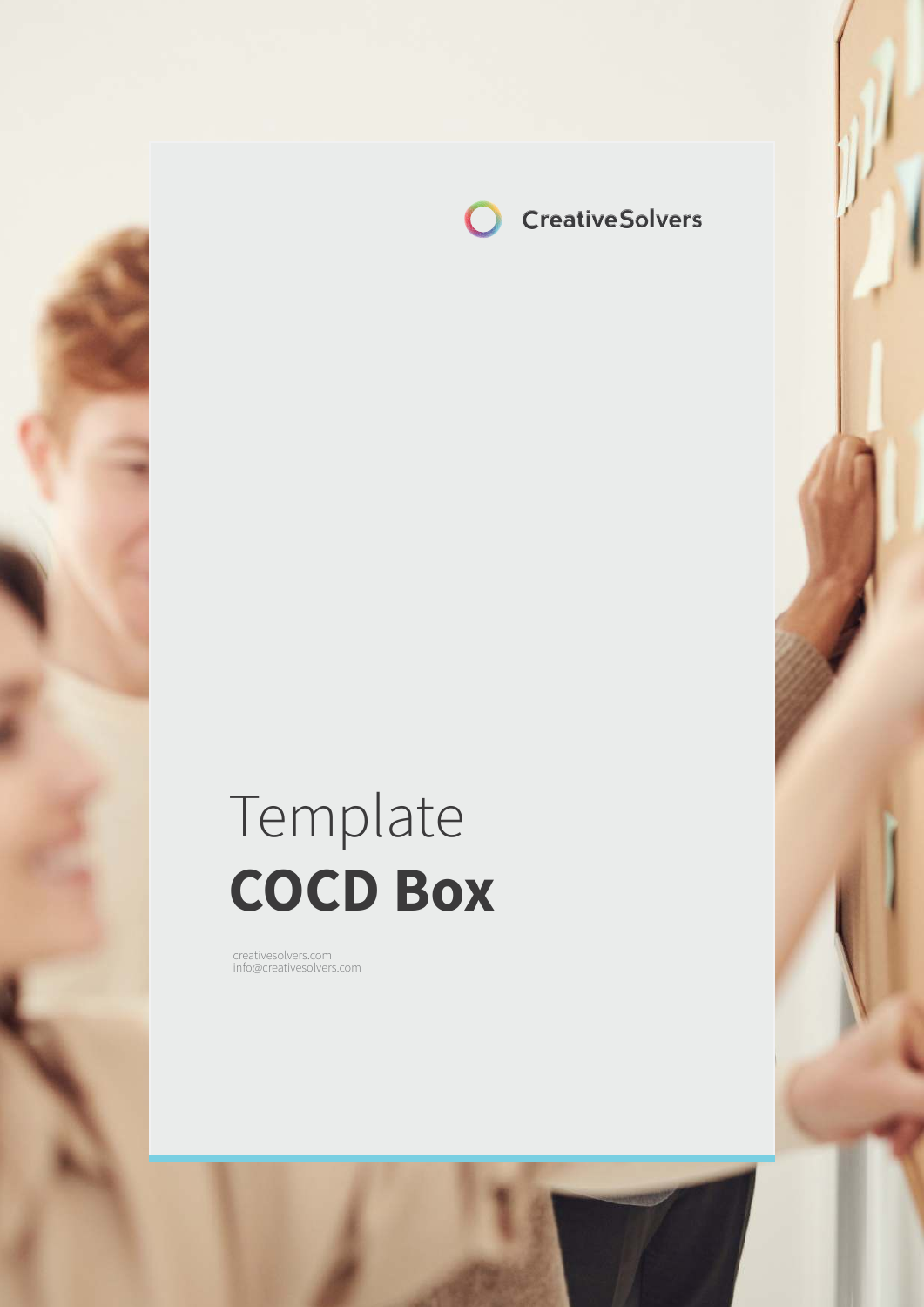CreativeSolvers

# Template
# **COCD Box**

creativesolvers.com
info@creativesolvers.com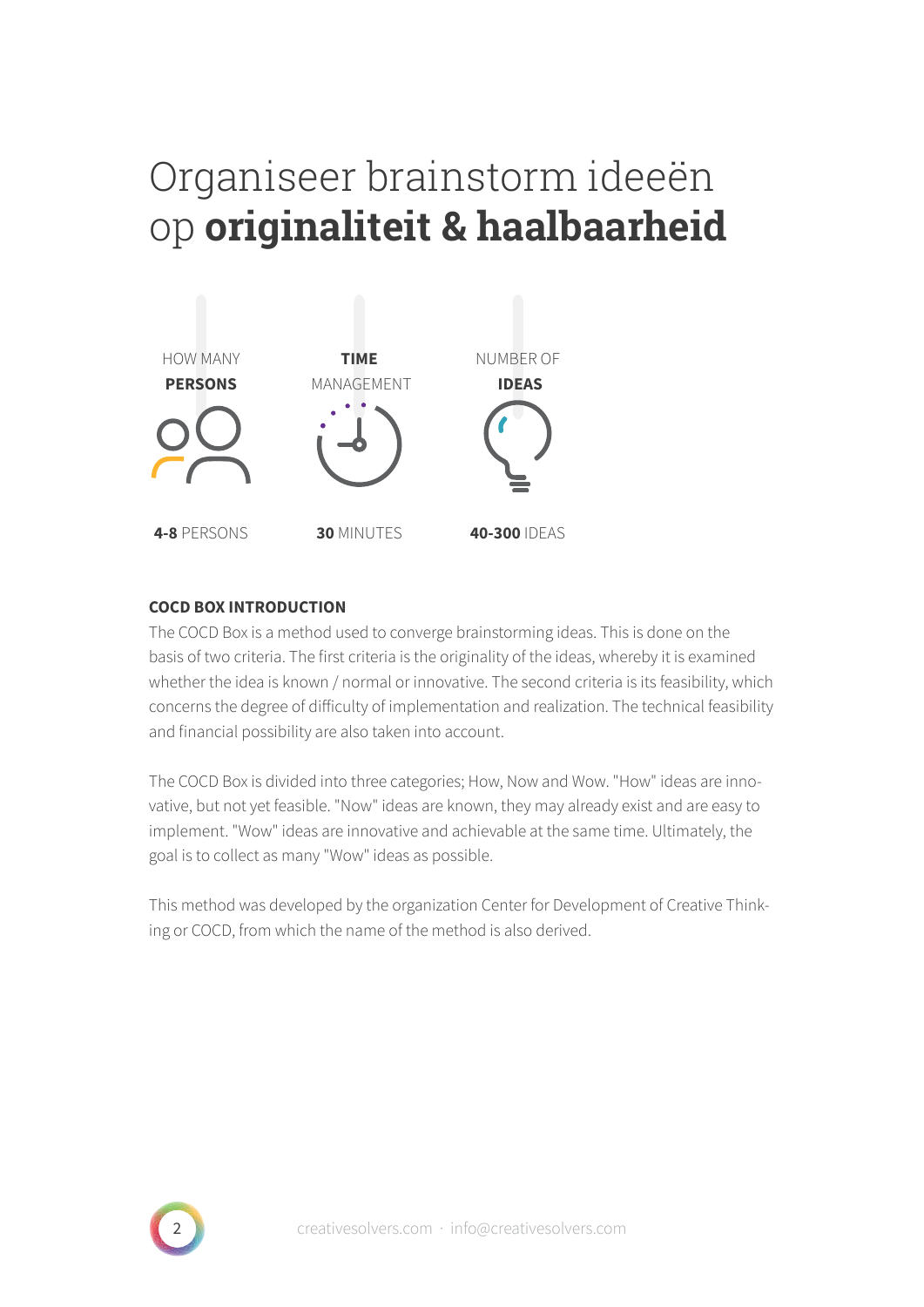# Organiseer brainstorm ideeën op **originaliteit & haalbaarheid**

| HOW MANY **PERSONS** | **TIME** MANAGEMENT | NUMBER OF **IDEAS** |
| --- | --- | --- |
| **4-8** PERSONS | **30** MINUTES | **40-300** IDEAS |

**COCD BOX INTRODUCTION**

The COCD Box is a method used to converge brainstorming ideas. This is done on the basis of two criteria. The first criteria is the originality of the ideas, whereby it is examined whether the idea is known / normal or innovative. The second criteria is its feasibility, which concerns the degree of difficulty of implementation and realization. The technical feasibility and financial possibility are also taken into account.

The COCD Box is divided into three categories; How, Now and Wow. "How" ideas are innovative, but not yet feasible. "Now" ideas are known, they may already exist and are easy to implement. "Wow" ideas are innovative and achievable at the same time. Ultimately, the goal is to collect as many "Wow" ideas as possible.

This method was developed by the organization Center for Development of Creative Thinking or COCD, from which the name of the method is also derived.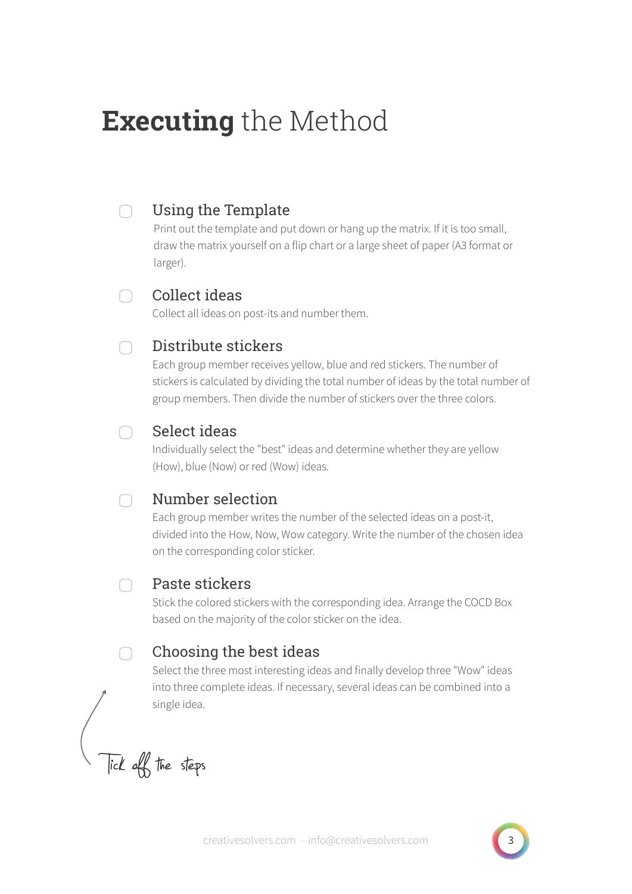# **Executing** the Method

- [ ] **Using the Template**
  Print out the template and put down or hang up the matrix. If it is too small, draw the matrix yourself on a flip chart or a large sheet of paper (A3 format or larger).

- [ ] **Collect ideas**
  Collect all ideas on post-its and number them.

- [ ] **Distribute stickers**
  Each group member receives yellow, blue and red stickers. The number of stickers is calculated by dividing the total number of ideas by the total number of group members. Then divide the number of stickers over the three colors.

- [ ] **Select ideas**
  Individually select the "best" ideas and determine whether they are yellow (How), blue (Now) or red (Wow) ideas.

- [ ] **Number selection**
  Each group member writes the number of the selected ideas on a post-it, divided into the How, Now, Wow category. Write the number of the chosen idea on the corresponding color sticker.

- [ ] **Paste stickers**
  Stick the colored stickers with the corresponding idea. Arrange the COCD Box based on the majority of the color sticker on the idea.

- [ ] **Choosing the best ideas**
  Select the three most interesting ideas and finally develop three "Wow" ideas into three complete ideas. If necessary, several ideas can be combined into a single idea.

Tick off the steps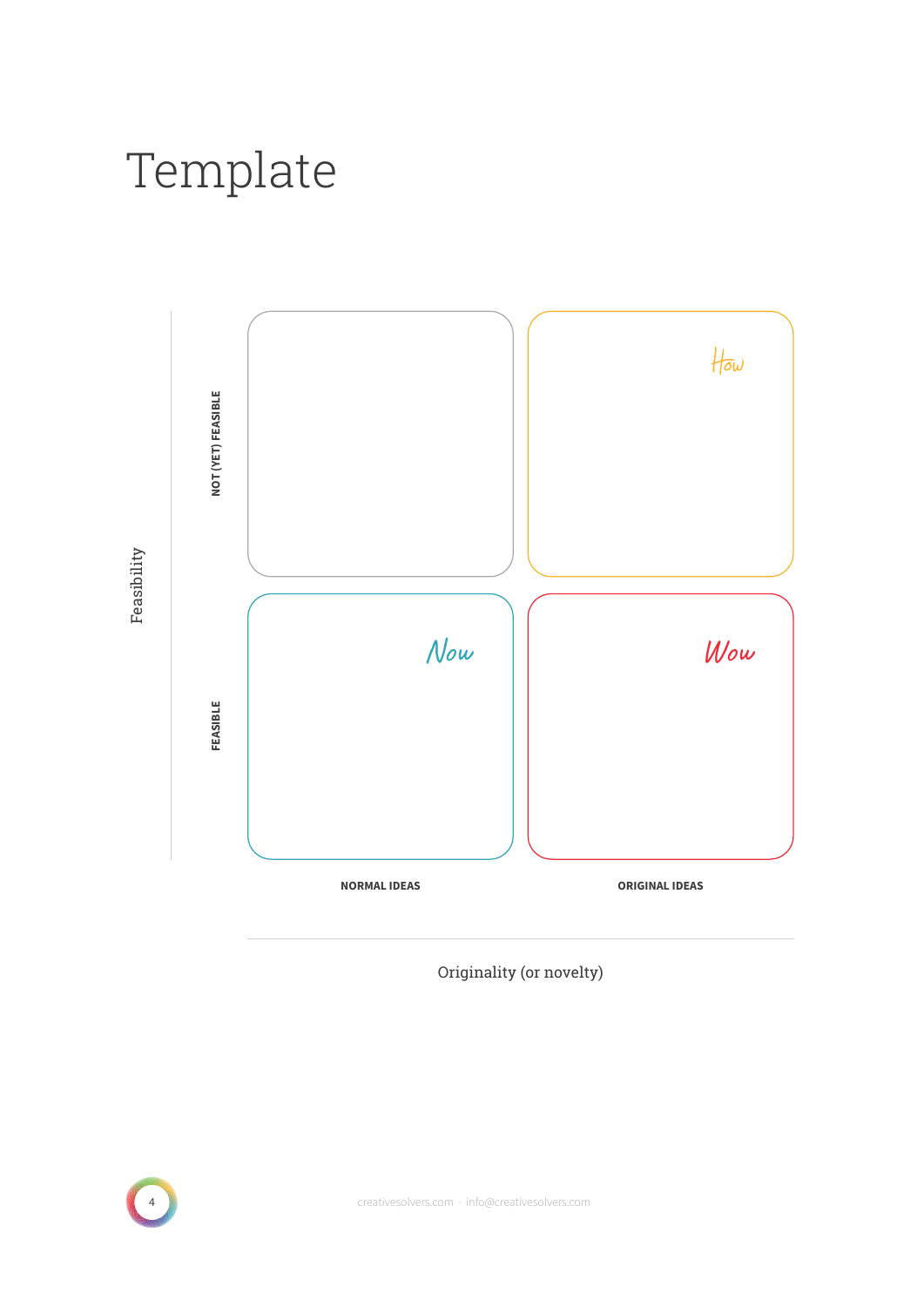# Template

Feasibility

NOT (YET) FEASIBLE

How

FEASIBLE

Now

Wow

NORMAL IDEAS

ORIGINAL IDEAS

Originality (or novelty)

creativesolvers.com · info@creativesolvers.com